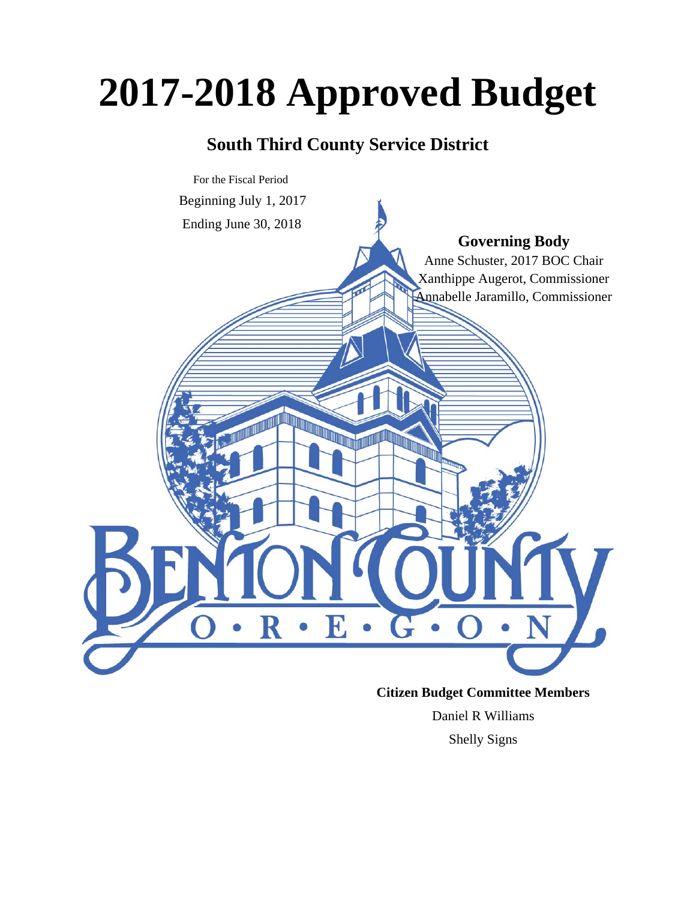# 2017-2018 Approved Budget

## South Third County Service District

For the Fiscal Period

Beginning July 1, 2017

Ending June 30, 2018

**Governing Body**

Anne Schuster, 2017 BOC Chair

Xanthippe Augerot, Commissioner

Annabelle Jaramillo, Commissioner

BENTON COUNTY

O • R • E • G • O • N

**Citizen Budget Committee Members**

Daniel R Williams

Shelly Signs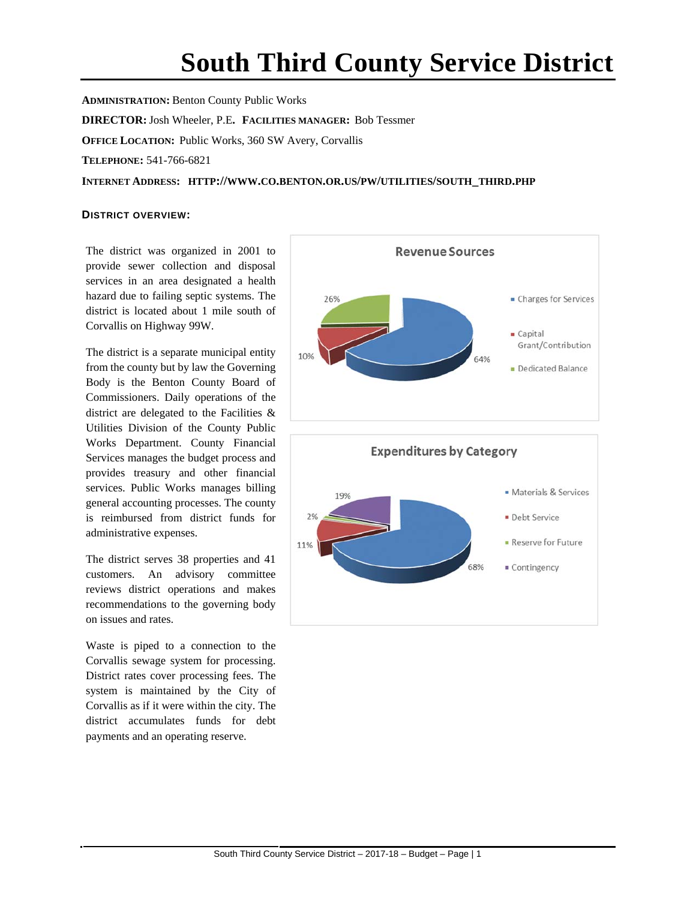# South Third County Service District

**ADMINISTRATION:** Benton County Public Works

**DIRECTOR:** Josh Wheeler, P.E. **FACILITIES MANAGER:** Bob Tessmer

**OFFICE LOCATION:** Public Works, 360 SW Avery, Corvallis

**TELEPHONE:** 541-766-6821

**INTERNET ADDRESS:** **HTTP://WWW.CO.BENTON.OR.US/PW/UTILITIES/SOUTH_THIRD.PHP**

**DISTRICT OVERVIEW:**

The district was organized in 2001 to provide sewer collection and disposal services in an area designated a health hazard due to failing septic systems. The district is located about 1 mile south of Corvallis on Highway 99W.

The district is a separate municipal entity from the county but by law the Governing Body is the Benton County Board of Commissioners. Daily operations of the district are delegated to the Facilities & Utilities Division of the County Public Works Department. County Financial Services manages the budget process and provides treasury and other financial services. Public Works manages billing general accounting processes. The county is reimbursed from district funds for administrative expenses.

The district serves 38 properties and 41 customers. An advisory committee reviews district operations and makes recommendations to the governing body on issues and rates.

Waste is piped to a connection to the Corvallis sewage system for processing. District rates cover processing fees. The system is maintained by the City of Corvallis as if it were within the city. The district accumulates funds for debt payments and an operating reserve.

**Revenue Sources**

| Source | Share |
|---|---|
| Charges for Services | 64% |
| Capital Grant/Contribution | 10% |
| Dedicated Balance | 26% |

**Expenditures by Category**

| Category | Share |
|---|---|
| Materials & Services | 68% |
| Debt Service | 11% |
| Reserve for Future | 2% |
| Contingency | 19% |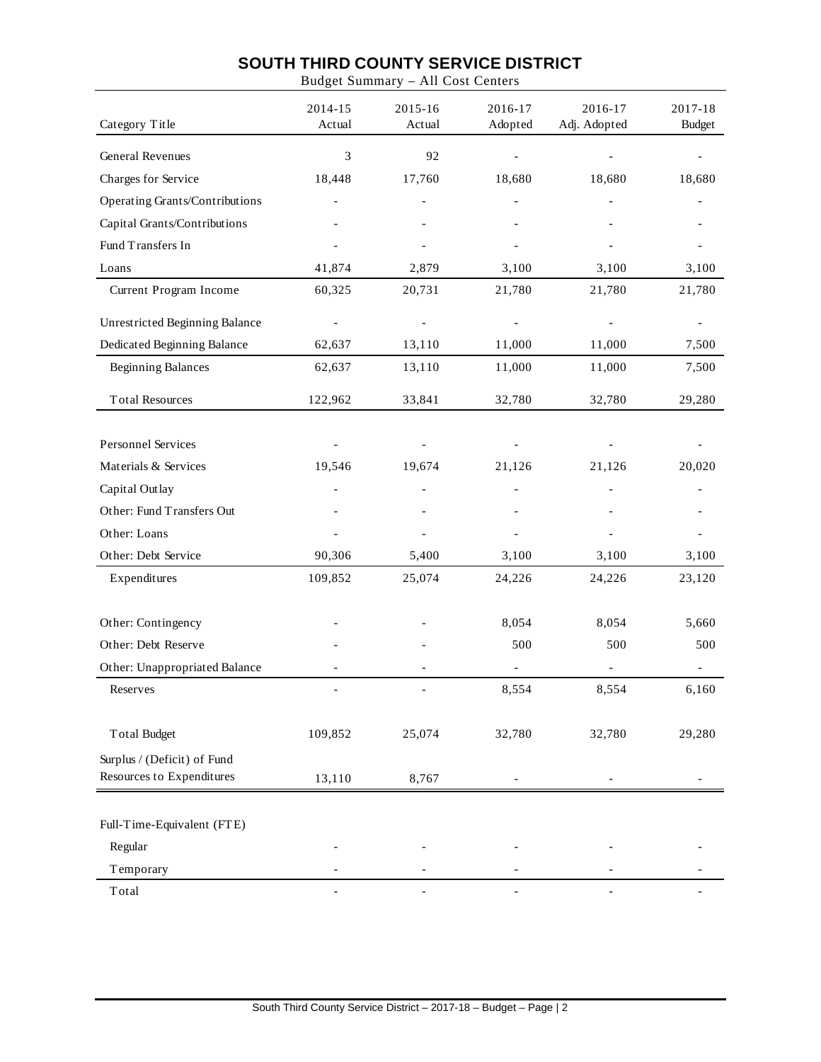# SOUTH THIRD COUNTY SERVICE DISTRICT

Budget Summary – All Cost Centers

| Category Title | 2014-15 Actual | 2015-16 Actual | 2016-17 Adopted | 2016-17 Adj. Adopted | 2017-18 Budget |
|---|---|---|---|---|---|
| General Revenues | 3 | 92 | - | - | - |
| Charges for Service | 18,448 | 17,760 | 18,680 | 18,680 | 18,680 |
| Operating Grants/Contributions | - | - | - | - | - |
| Capital Grants/Contributions | - | - | - | - | - |
| Fund Transfers In | - | - | - | - | - |
| Loans | 41,874 | 2,879 | 3,100 | 3,100 | 3,100 |
| Current Program Income | 60,325 | 20,731 | 21,780 | 21,780 | 21,780 |
| Unrestricted Beginning Balance | - | - | - | - | - |
| Dedicated Beginning Balance | 62,637 | 13,110 | 11,000 | 11,000 | 7,500 |
| Beginning Balances | 62,637 | 13,110 | 11,000 | 11,000 | 7,500 |
| Total Resources | 122,962 | 33,841 | 32,780 | 32,780 | 29,280 |
| Personnel Services | - | - | - | - | - |
| Materials & Services | 19,546 | 19,674 | 21,126 | 21,126 | 20,020 |
| Capital Outlay | - | - | - | - | - |
| Other: Fund Transfers Out | - | - | - | - | - |
| Other: Loans | - | - | - | - | - |
| Other: Debt Service | 90,306 | 5,400 | 3,100 | 3,100 | 3,100 |
| Expenditures | 109,852 | 25,074 | 24,226 | 24,226 | 23,120 |
| Other: Contingency | - | - | 8,054 | 8,054 | 5,660 |
| Other: Debt Reserve | - | - | 500 | 500 | 500 |
| Other: Unappropriated Balance | - | - | - | - | - |
| Reserves | - | - | 8,554 | 8,554 | 6,160 |
| Total Budget | 109,852 | 25,074 | 32,780 | 32,780 | 29,280 |
| Surplus / (Deficit) of Fund Resources to Expenditures | 13,110 | 8,767 | - | - | - |
| Full-Time-Equivalent (FTE) | | | | | |
| Regular | - | - | - | - | - |
| Temporary | - | - | - | - | - |
| Total | - | - | - | - | - |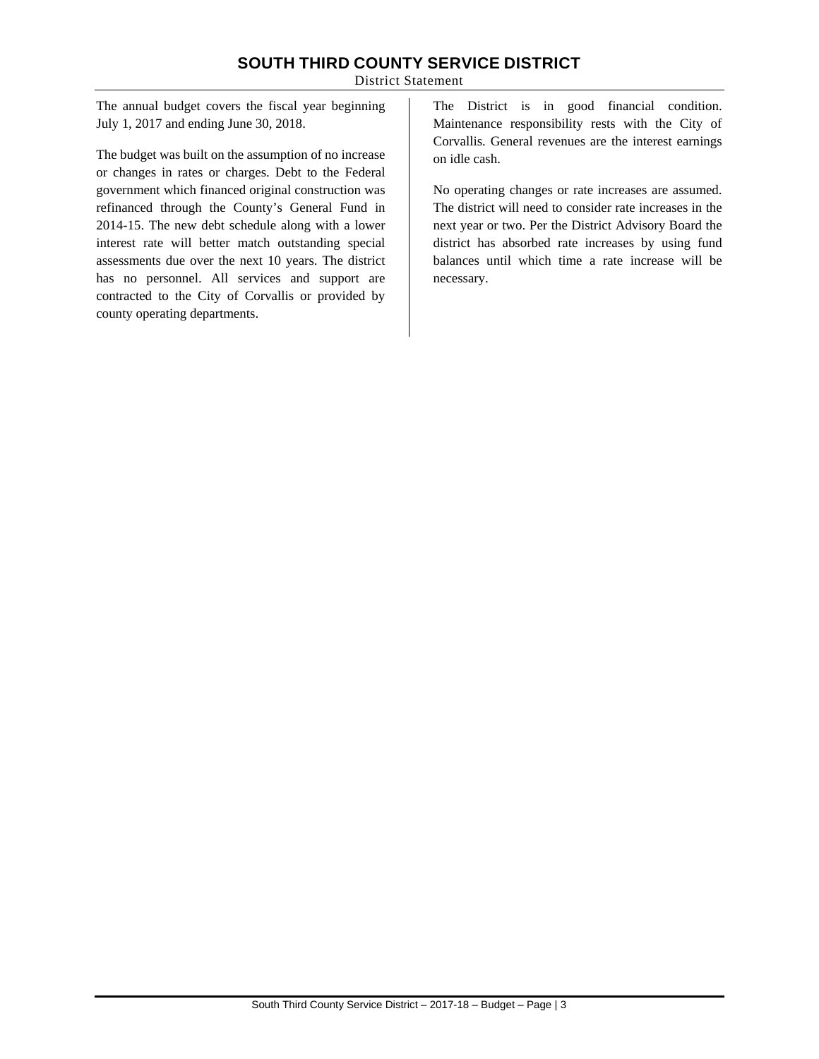# SOUTH THIRD COUNTY SERVICE DISTRICT

District Statement

The annual budget covers the fiscal year beginning July 1, 2017 and ending June 30, 2018.

The budget was built on the assumption of no increase or changes in rates or charges. Debt to the Federal government which financed original construction was refinanced through the County's General Fund in 2014-15. The new debt schedule along with a lower interest rate will better match outstanding special assessments due over the next 10 years. The district has no personnel. All services and support are contracted to the City of Corvallis or provided by county operating departments.

The District is in good financial condition. Maintenance responsibility rests with the City of Corvallis. General revenues are the interest earnings on idle cash.

No operating changes or rate increases are assumed. The district will need to consider rate increases in the next year or two. Per the District Advisory Board the district has absorbed rate increases by using fund balances until which time a rate increase will be necessary.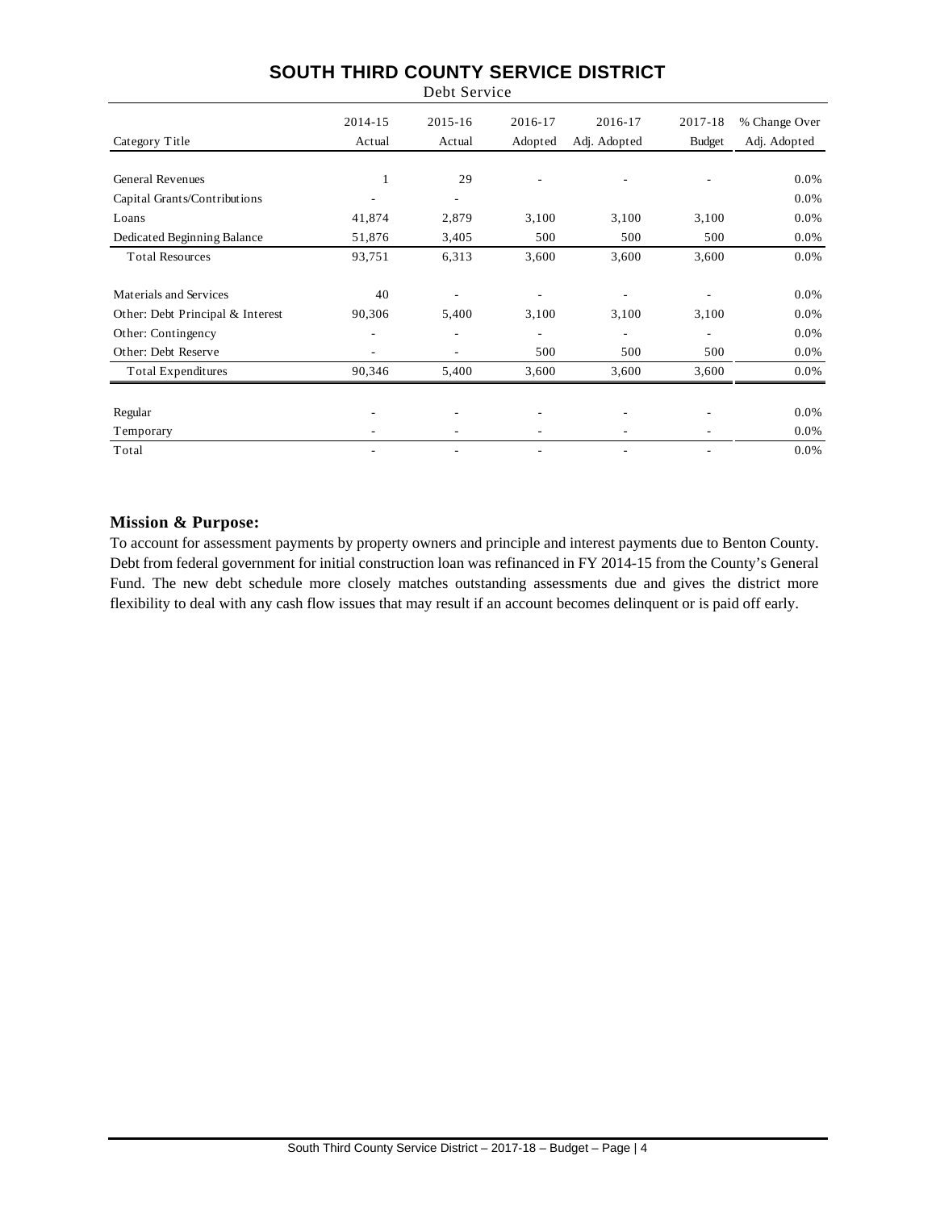# SOUTH THIRD COUNTY SERVICE DISTRICT

Debt Service

| Category Title | 2014-15 Actual | 2015-16 Actual | 2016-17 Adopted | 2016-17 Adj. Adopted | 2017-18 Budget | % Change Over Adj. Adopted |
|---|---|---|---|---|---|---|
| General Revenues | 1 | 29 | - | - | - | 0.0% |
| Capital Grants/Contributions | - | - | | | | 0.0% |
| Loans | 41,874 | 2,879 | 3,100 | 3,100 | 3,100 | 0.0% |
| Dedicated Beginning Balance | 51,876 | 3,405 | 500 | 500 | 500 | 0.0% |
| Total Resources | 93,751 | 6,313 | 3,600 | 3,600 | 3,600 | 0.0% |
| Materials and Services | 40 | - | - | - | - | 0.0% |
| Other: Debt Principal & Interest | 90,306 | 5,400 | 3,100 | 3,100 | 3,100 | 0.0% |
| Other: Contingency | - | - | - | - | - | 0.0% |
| Other: Debt Reserve | - | - | 500 | 500 | 500 | 0.0% |
| Total Expenditures | 90,346 | 5,400 | 3,600 | 3,600 | 3,600 | 0.0% |
| Regular | - | - | - | - | - | 0.0% |
| Temporary | - | - | - | - | - | 0.0% |
| Total | - | - | - | - | - | 0.0% |

**Mission & Purpose:**

To account for assessment payments by property owners and principle and interest payments due to Benton County. Debt from federal government for initial construction loan was refinanced in FY 2014-15 from the County's General Fund. The new debt schedule more closely matches outstanding assessments due and gives the district more flexibility to deal with any cash flow issues that may result if an account becomes delinquent or is paid off early.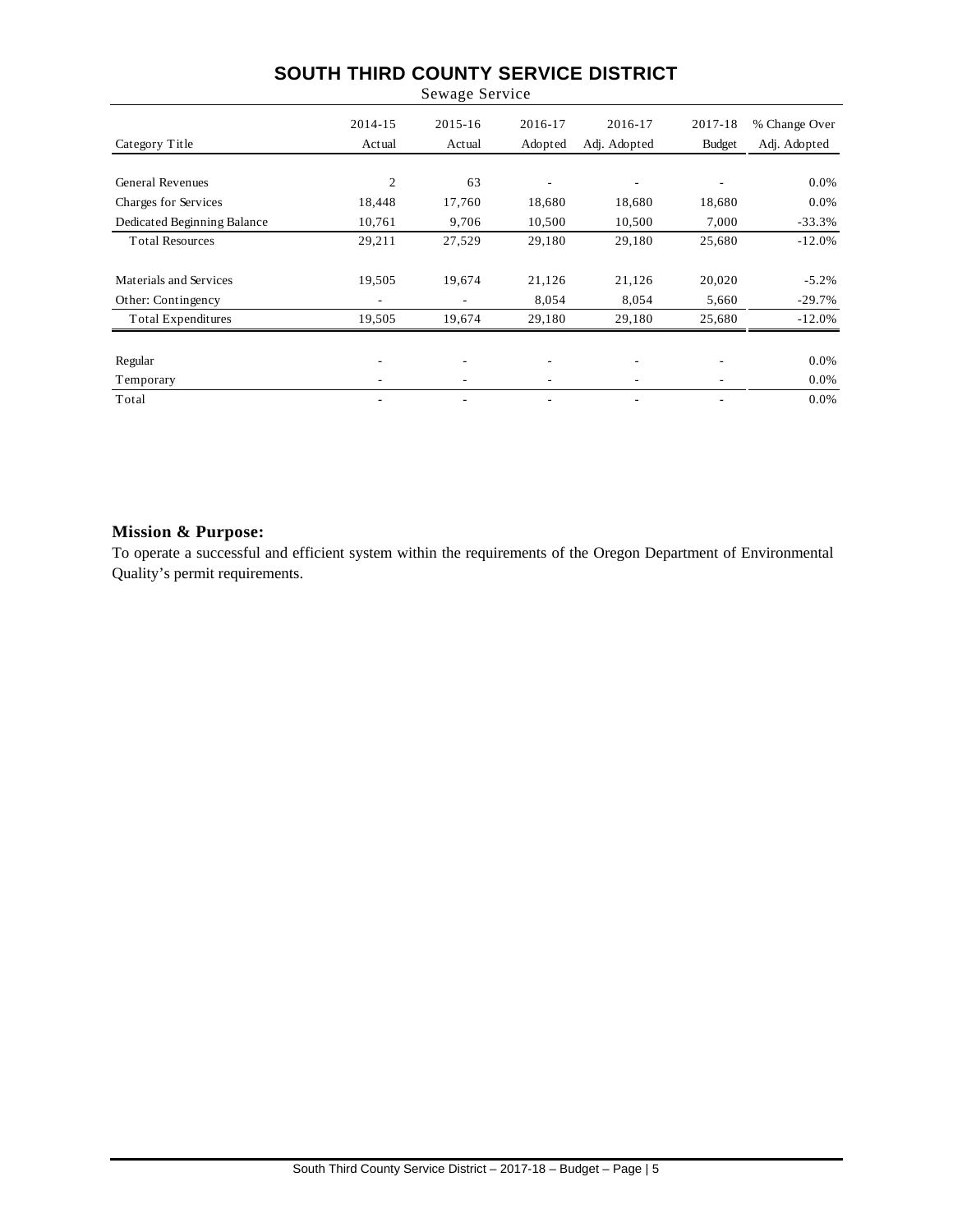# SOUTH THIRD COUNTY SERVICE DISTRICT

Sewage Service

| Category Title | 2014-15 Actual | 2015-16 Actual | 2016-17 Adopted | 2016-17 Adj. Adopted | 2017-18 Budget | % Change Over Adj. Adopted |
|---|---|---|---|---|---|---|
| General Revenues | 2 | 63 | - | - | - | 0.0% |
| Charges for Services | 18,448 | 17,760 | 18,680 | 18,680 | 18,680 | 0.0% |
| Dedicated Beginning Balance | 10,761 | 9,706 | 10,500 | 10,500 | 7,000 | -33.3% |
| Total Resources | 29,211 | 27,529 | 29,180 | 29,180 | 25,680 | -12.0% |
| Materials and Services | 19,505 | 19,674 | 21,126 | 21,126 | 20,020 | -5.2% |
| Other: Contingency | - | - | 8,054 | 8,054 | 5,660 | -29.7% |
| Total Expenditures | 19,505 | 19,674 | 29,180 | 29,180 | 25,680 | -12.0% |
| Regular | - | - | - | - | - | 0.0% |
| Temporary | - | - | - | - | - | 0.0% |
| Total | - | - | - | - | - | 0.0% |

**Mission & Purpose:**

To operate a successful and efficient system within the requirements of the Oregon Department of Environmental Quality's permit requirements.